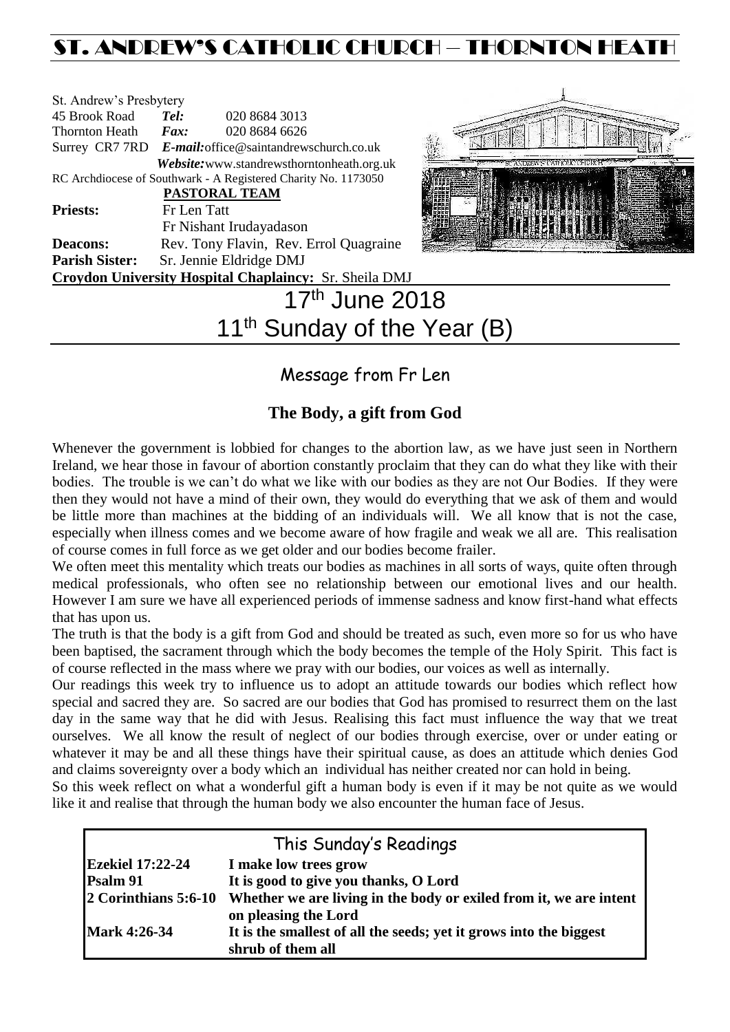# ST. ANDREW'S CATHOLIC CHURCH – THORNTON HEATH

St. Andrew's Presbytery
45 Brook Road *Tel:* 020 8684 3013
Thornton Heath *Fax:* 020 8684 6626
Surrey CR7 7RD *E-mail:* office@saintandrewschurch.co.uk
*Website:* www.standrewsthorntonheath.org.uk
RC Archdiocese of Southwark - A Registered Charity No. 1173050

**PASTORAL TEAM**

**Priests:** Fr Len Tatt
Fr Nishant Irudayadason
**Deacons:** Rev. Tony Flavin, Rev. Errol Quagraine
**Parish Sister:** Sr. Jennie Eldridge DMJ
**Croydon University Hospital Chaplaincy:** Sr. Sheila DMJ

# 17th June 2018
# 11th Sunday of the Year (B)

## Message from Fr Len

### The Body, a gift from God

Whenever the government is lobbied for changes to the abortion law, as we have just seen in Northern Ireland, we hear those in favour of abortion constantly proclaim that they can do what they like with their bodies. The trouble is we can't do what we like with our bodies as they are not Our Bodies. If they were then they would not have a mind of their own, they would do everything that we ask of them and would be little more than machines at the bidding of an individuals will. We all know that is not the case, especially when illness comes and we become aware of how fragile and weak we all are. This realisation of course comes in full force as we get older and our bodies become frailer.

We often meet this mentality which treats our bodies as machines in all sorts of ways, quite often through medical professionals, who often see no relationship between our emotional lives and our health. However I am sure we have all experienced periods of immense sadness and know first-hand what effects that has upon us.

The truth is that the body is a gift from God and should be treated as such, even more so for us who have been baptised, the sacrament through which the body becomes the temple of the Holy Spirit. This fact is of course reflected in the mass where we pray with our bodies, our voices as well as internally.

Our readings this week try to influence us to adopt an attitude towards our bodies which reflect how special and sacred they are. So sacred are our bodies that God has promised to resurrect them on the last day in the same way that he did with Jesus. Realising this fact must influence the way that we treat ourselves. We all know the result of neglect of our bodies through exercise, over or under eating or whatever it may be and all these things have their spiritual cause, as does an attitude which denies God and claims sovereignty over a body which an individual has neither created nor can hold in being.

So this week reflect on what a wonderful gift a human body is even if it may be not quite as we would like it and realise that through the human body we also encounter the human face of Jesus.

## This Sunday's Readings

| | |
|---|---|
| **Ezekiel 17:22-24** | **I make low trees grow** |
| **Psalm 91** | **It is good to give you thanks, O Lord** |
| **2 Corinthians 5:6-10** | **Whether we are living in the body or exiled from it, we are intent on pleasing the Lord** |
| **Mark 4:26-34** | **It is the smallest of all the seeds; yet it grows into the biggest shrub of them all** |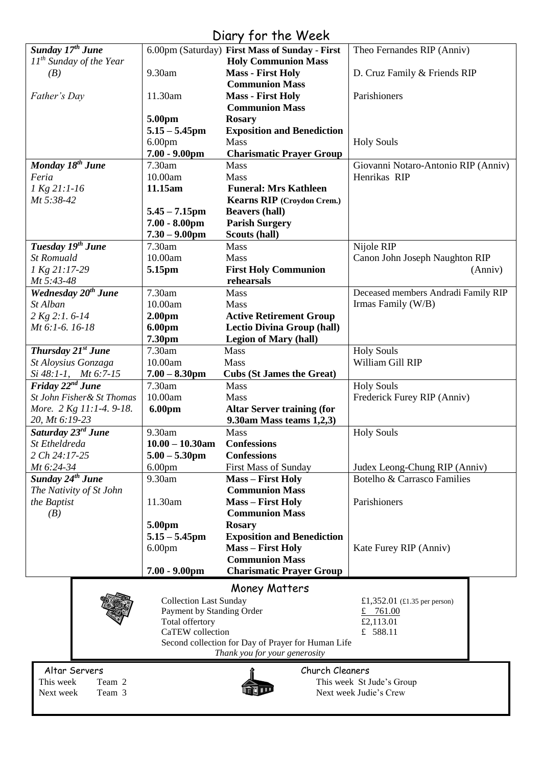# Diary for the Week

| | | | |
|---|---|---|---|
| ***Sunday 17th June*** | 6.00pm (Saturday) | **First Mass of Sunday - First Holy Communion Mass** | Theo Fernandes RIP (Anniv) |
| *11th Sunday of the Year (B)* | 9.30am | **Mass - First Holy Communion Mass** | D. Cruz Family & Friends RIP |
| *Father's Day* | 11.30am | **Mass - First Holy Communion Mass** | Parishioners |
| | **5.00pm** | **Rosary** | |
| | **5.15 – 5.45pm** | **Exposition and Benediction** | |
| | 6.00pm | Mass | Holy Souls |
| | **7.00 - 9.00pm** | **Charismatic Prayer Group** | |
| ***Monday 18th June*** | 7.30am | Mass | Giovanni Notaro-Antonio RIP (Anniv) |
| *Feria* | 10.00am | Mass | Henrikas RIP |
| *1 Kg 21:1-16* | **11.15am** | **Funeral: Mrs Kathleen Kearns RIP (Croydon Crem.)** | |
| *Mt 5:38-42* | **5.45 – 7.15pm** | **Beavers (hall)** | |
| | **7.00 - 8.00pm** | **Parish Surgery** | |
| | **7.30 – 9.00pm** | **Scouts (hall)** | |
| ***Tuesday 19th June*** | 7.30am | Mass | Nijole RIP |
| *St Romuald* | 10.00am | Mass | Canon John Joseph Naughton RIP (Anniv) |
| *1 Kg 21:17-29* | **5.15pm** | **First Holy Communion rehearsals** | |
| *Mt 5:43-48* | | | |
| ***Wednesday 20th June*** | 7.30am | Mass | Deceased members Andradi Family RIP |
| *St Alban* | 10.00am | Mass | Irmas Family (W/B) |
| *2 Kg 2:1. 6-14* | **2.00pm** | **Active Retirement Group** | |
| *Mt 6:1-6. 16-18* | **6.00pm** | **Lectio Divina Group (hall)** | |
| | **7.30pm** | **Legion of Mary (hall)** | |
| ***Thursday 21st June*** | 7.30am | Mass | Holy Souls |
| *St Aloysius Gonzaga* | 10.00am | Mass | William Gill RIP |
| *Si 48:1-1, Mt 6:7-15* | **7.00 – 8.30pm** | **Cubs (St James the Great)** | |
| ***Friday 22nd June*** | 7.30am | Mass | Holy Souls |
| *St John Fisher& St Thomas More. 2 Kg 11:1-4. 9-18. 20, Mt 6:19-23* | 10.00am | Mass | Frederick Furey RIP (Anniv) |
| | **6.00pm** | **Altar Server training (for 9.30am Mass teams 1,2,3)** | |
| ***Saturday 23rd June*** | 9.30am | Mass | Holy Souls |
| *St Etheldreda* | **10.00 – 10.30am** | **Confessions** | |
| *2 Ch 24:17-25* | **5.00 – 5.30pm** | **Confessions** | |
| *Mt 6:24-34* | 6.00pm | First Mass of Sunday | Judex Leong-Chung RIP (Anniv) |
| ***Sunday 24th June*** | 9.30am | **Mass – First Holy Communion Mass** | Botelho & Carrasco Families |
| *The Nativity of St John the Baptist (B)* | 11.30am | **Mass – First Holy Communion Mass** | Parishioners |
| | **5.00pm** | **Rosary** | |
| | **5.15 – 5.45pm** | **Exposition and Benediction** | |
| | 6.00pm | **Mass – First Holy Communion Mass** | Kate Furey RIP (Anniv) |
| | **7.00 - 9.00pm** | **Charismatic Prayer Group** | |

## Money Matters

| | |
|---|---|
| Collection Last Sunday | £1,352.01 (£1.35 per person) |
| Payment by Standing Order | £ 761.00 |
| Total offertory | £2,113.01 |
| CaTEW collection | £ 588.11 |

Second collection for Day of Prayer for Human Life

*Thank you for your generosity*

## Altar Servers

This week Team 2
Next week Team 3

## Church Cleaners

This week St Jude's Group
Next week Judie's Crew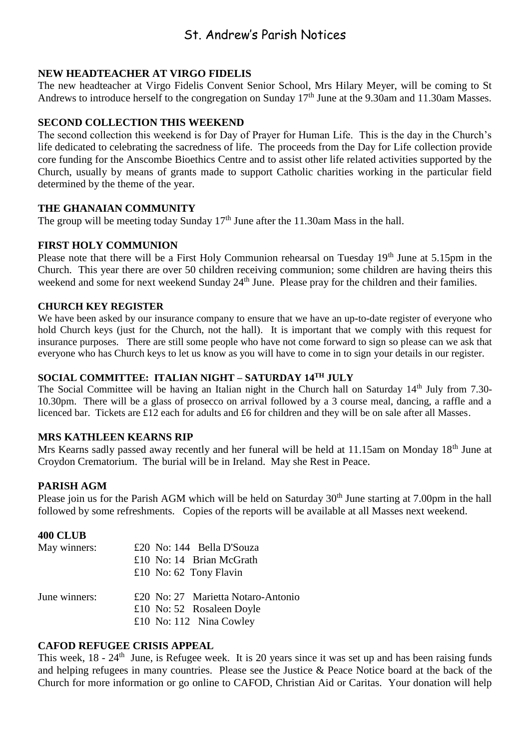# St. Andrew's Parish Notices

### NEW HEADTEACHER AT VIRGO FIDELIS

The new headteacher at Virgo Fidelis Convent Senior School, Mrs Hilary Meyer, will be coming to St Andrews to introduce herself to the congregation on Sunday 17th June at the 9.30am and 11.30am Masses.

### SECOND COLLECTION THIS WEEKEND

The second collection this weekend is for Day of Prayer for Human Life. This is the day in the Church's life dedicated to celebrating the sacredness of life. The proceeds from the Day for Life collection provide core funding for the Anscombe Bioethics Centre and to assist other life related activities supported by the Church, usually by means of grants made to support Catholic charities working in the particular field determined by the theme of the year.

### THE GHANAIAN COMMUNITY

The group will be meeting today Sunday 17th June after the 11.30am Mass in the hall.

### FIRST HOLY COMMUNION

Please note that there will be a First Holy Communion rehearsal on Tuesday 19th June at 5.15pm in the Church. This year there are over 50 children receiving communion; some children are having theirs this weekend and some for next weekend Sunday 24th June. Please pray for the children and their families.

### CHURCH KEY REGISTER

We have been asked by our insurance company to ensure that we have an up-to-date register of everyone who hold Church keys (just for the Church, not the hall). It is important that we comply with this request for insurance purposes. There are still some people who have not come forward to sign so please can we ask that everyone who has Church keys to let us know as you will have to come in to sign your details in our register.

### SOCIAL COMMITTEE: ITALIAN NIGHT – SATURDAY 14TH JULY

The Social Committee will be having an Italian night in the Church hall on Saturday 14th July from 7.30-10.30pm. There will be a glass of prosecco on arrival followed by a 3 course meal, dancing, a raffle and a licenced bar. Tickets are £12 each for adults and £6 for children and they will be on sale after all Masses.

### MRS KATHLEEN KEARNS RIP

Mrs Kearns sadly passed away recently and her funeral will be held at 11.15am on Monday 18th June at Croydon Crematorium. The burial will be in Ireland. May she Rest in Peace.

### PARISH AGM

Please join us for the Parish AGM which will be held on Saturday 30th June starting at 7.00pm in the hall followed by some refreshments. Copies of the reports will be available at all Masses next weekend.

### 400 CLUB

May winners:
- £20 No: 144 Bella D'Souza
- £10 No: 14 Brian McGrath
- £10 No: 62 Tony Flavin

June winners:
- £20 No: 27 Marietta Notaro-Antonio
- £10 No: 52 Rosaleen Doyle
- £10 No: 112 Nina Cowley

### CAFOD REFUGEE CRISIS APPEAL

This week, 18 - 24th June, is Refugee week. It is 20 years since it was set up and has been raising funds and helping refugees in many countries. Please see the Justice & Peace Notice board at the back of the Church for more information or go online to CAFOD, Christian Aid or Caritas. Your donation will help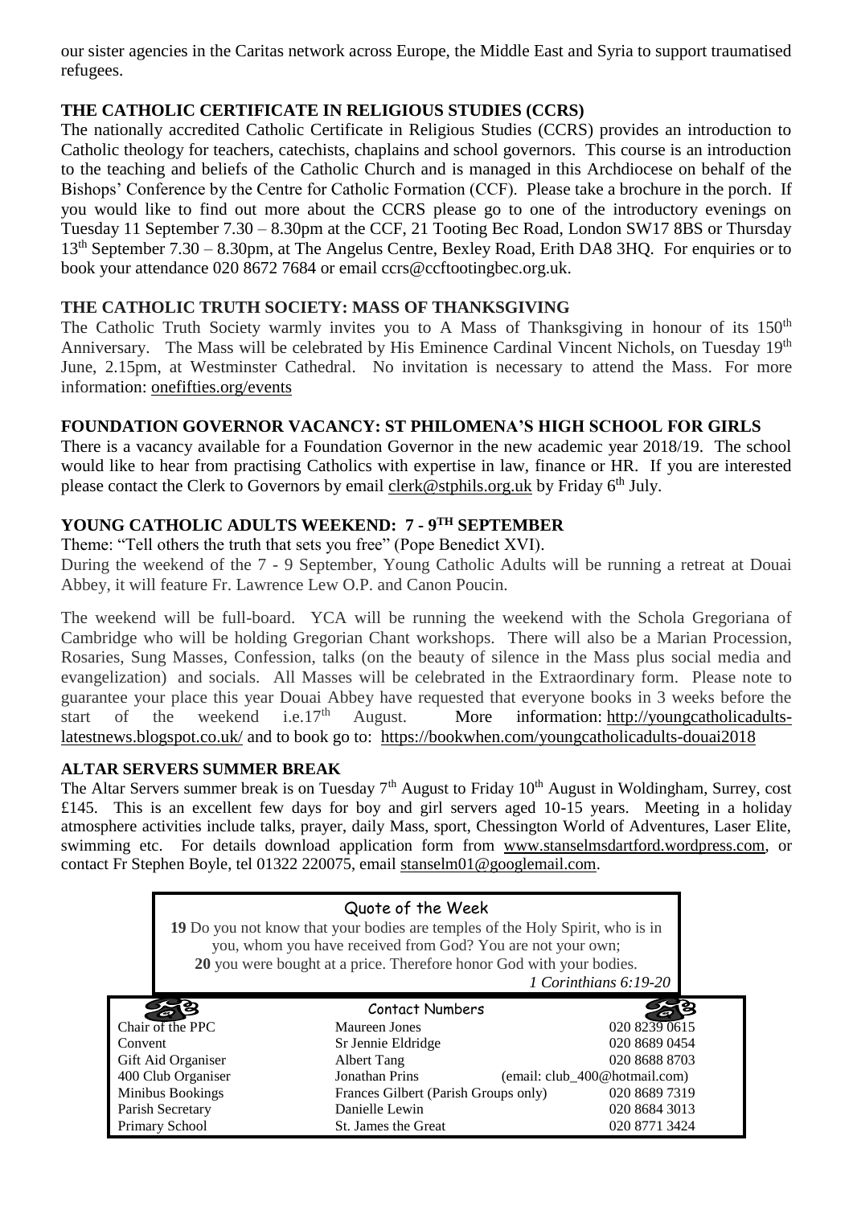our sister agencies in the Caritas network across Europe, the Middle East and Syria to support traumatised refugees.

## THE CATHOLIC CERTIFICATE IN RELIGIOUS STUDIES (CCRS)

The nationally accredited Catholic Certificate in Religious Studies (CCRS) provides an introduction to Catholic theology for teachers, catechists, chaplains and school governors. This course is an introduction to the teaching and beliefs of the Catholic Church and is managed in this Archdiocese on behalf of the Bishops' Conference by the Centre for Catholic Formation (CCF). Please take a brochure in the porch. If you would like to find out more about the CCRS please go to one of the introductory evenings on Tuesday 11 September 7.30 – 8.30pm at the CCF, 21 Tooting Bec Road, London SW17 8BS or Thursday 13th September 7.30 – 8.30pm, at The Angelus Centre, Bexley Road, Erith DA8 3HQ. For enquiries or to book your attendance 020 8672 7684 or email ccrs@ccftootingbec.org.uk.

## THE CATHOLIC TRUTH SOCIETY: MASS OF THANKSGIVING

The Catholic Truth Society warmly invites you to A Mass of Thanksgiving in honour of its 150th Anniversary. The Mass will be celebrated by His Eminence Cardinal Vincent Nichols, on Tuesday 19th June, 2.15pm, at Westminster Cathedral. No invitation is necessary to attend the Mass. For more information: onefifties.org/events

## FOUNDATION GOVERNOR VACANCY: ST PHILOMENA'S HIGH SCHOOL FOR GIRLS

There is a vacancy available for a Foundation Governor in the new academic year 2018/19. The school would like to hear from practising Catholics with expertise in law, finance or HR. If you are interested please contact the Clerk to Governors by email clerk@stphils.org.uk by Friday 6th July.

## YOUNG CATHOLIC ADULTS WEEKEND: 7 - 9TH SEPTEMBER

Theme: "Tell others the truth that sets you free" (Pope Benedict XVI).

During the weekend of the 7 - 9 September, Young Catholic Adults will be running a retreat at Douai Abbey, it will feature Fr. Lawrence Lew O.P. and Canon Poucin.

The weekend will be full-board. YCA will be running the weekend with the Schola Gregoriana of Cambridge who will be holding Gregorian Chant workshops. There will also be a Marian Procession, Rosaries, Sung Masses, Confession, talks (on the beauty of silence in the Mass plus social media and evangelization) and socials. All Masses will be celebrated in the Extraordinary form. Please note to guarantee your place this year Douai Abbey have requested that everyone books in 3 weeks before the start of the weekend i.e.17th August. More information: http://youngcatholicadults-latestnews.blogspot.co.uk/ and to book go to: https://bookwhen.com/youngcatholicadults-douai2018

## ALTAR SERVERS SUMMER BREAK

The Altar Servers summer break is on Tuesday 7th August to Friday 10th August in Woldingham, Surrey, cost £145. This is an excellent few days for boy and girl servers aged 10-15 years. Meeting in a holiday atmosphere activities include talks, prayer, daily Mass, sport, Chessington World of Adventures, Laser Elite, swimming etc. For details download application form from www.stanselmsdartford.wordpress.com, or contact Fr Stephen Boyle, tel 01322 220075, email stanselm01@googlemail.com.

### Quote of the Week

**19** Do you not know that your bodies are temples of the Holy Spirit, who is in you, whom you have received from God? You are not your own;
**20** you were bought at a price. Therefore honor God with your bodies.

*1 Corinthians 6:19-20*

### Contact Numbers

| | | |
|---|---|---|
| Chair of the PPC | Maureen Jones | 020 8239 0615 |
| Convent | Sr Jennie Eldridge | 020 8689 0454 |
| Gift Aid Organiser | Albert Tang | 020 8688 8703 |
| 400 Club Organiser | Jonathan Prins | (email: club_400@hotmail.com) |
| Minibus Bookings | Frances Gilbert (Parish Groups only) | 020 8689 7319 |
| Parish Secretary | Danielle Lewin | 020 8684 3013 |
| Primary School | St. James the Great | 020 8771 3424 |